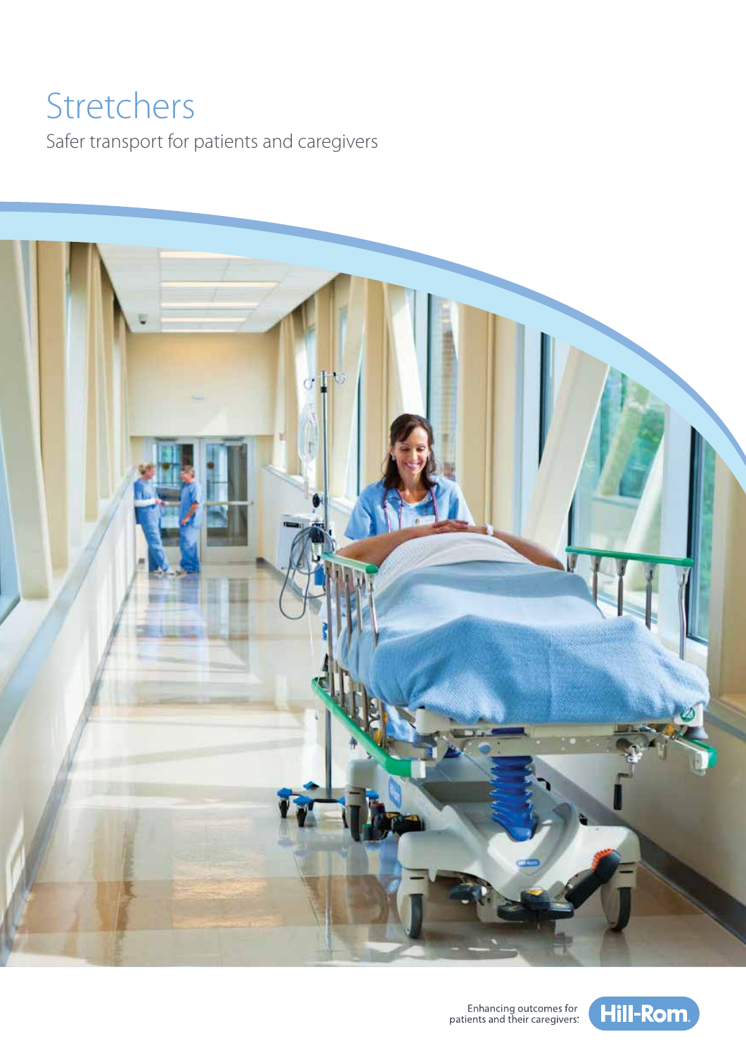# Stretchers

Safer transport for patients and caregivers

Enhancing outcomes for patients and their caregivers.

Hill-Rom.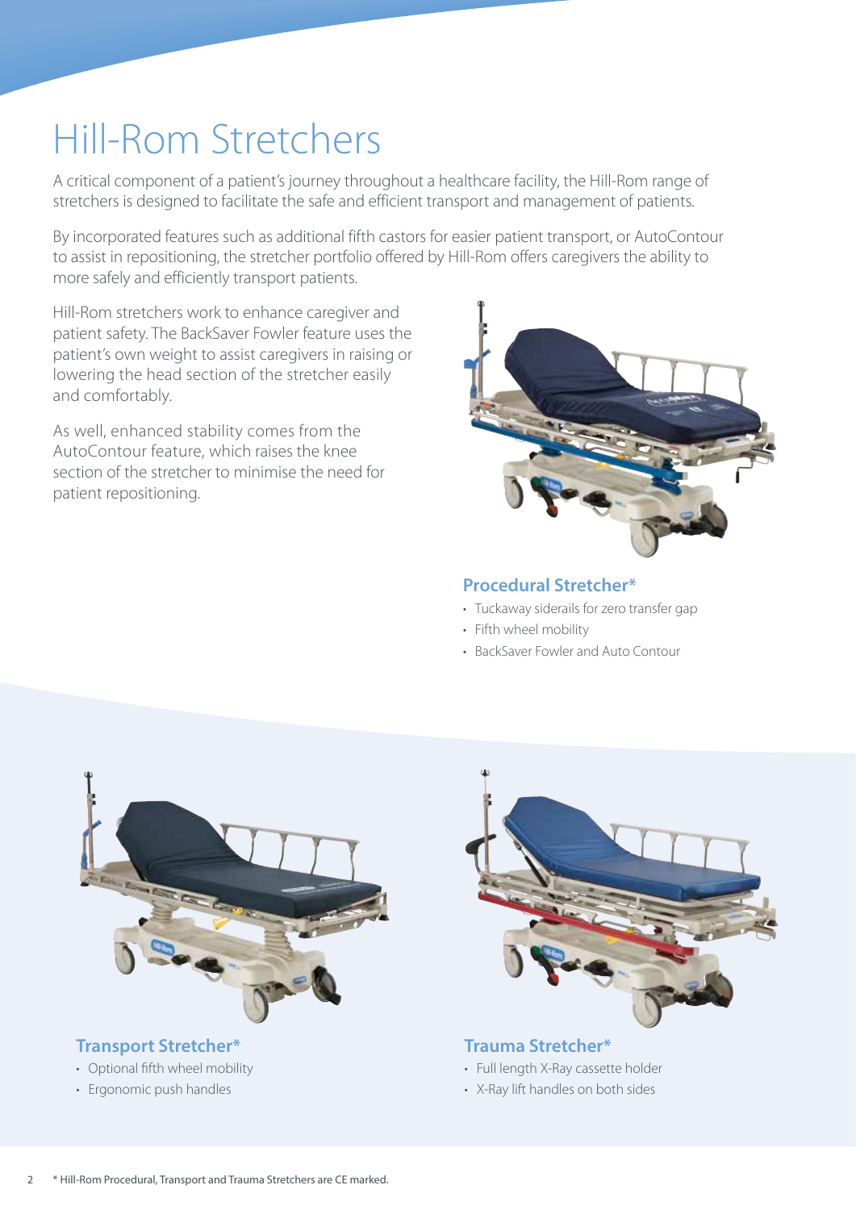# Hill-Rom Stretchers

A critical component of a patient's journey throughout a healthcare facility, the Hill-Rom range of stretchers is designed to facilitate the safe and efficient transport and management of patients.

By incorporated features such as additional fifth castors for easier patient transport, or AutoContour to assist in repositioning, the stretcher portfolio offered by Hill-Rom offers caregivers the ability to more safely and efficiently transport patients.

Hill-Rom stretchers work to enhance caregiver and patient safety. The BackSaver Fowler feature uses the patient's own weight to assist caregivers in raising or lowering the head section of the stretcher easily and comfortably.

As well, enhanced stability comes from the AutoContour feature, which raises the knee section of the stretcher to minimise the need for patient repositioning.

## Procedural Stretcher*

- Tuckaway siderails for zero transfer gap
- Fifth wheel mobility
- BackSaver Fowler and Auto Contour

## Transport Stretcher*

- Optional fifth wheel mobility
- Ergonomic push handles

## Trauma Stretcher*

- Full length X-Ray cassette holder
- X-Ray lift handles on both sides

* Hill-Rom Procedural, Transport and Trauma Stretchers are CE marked.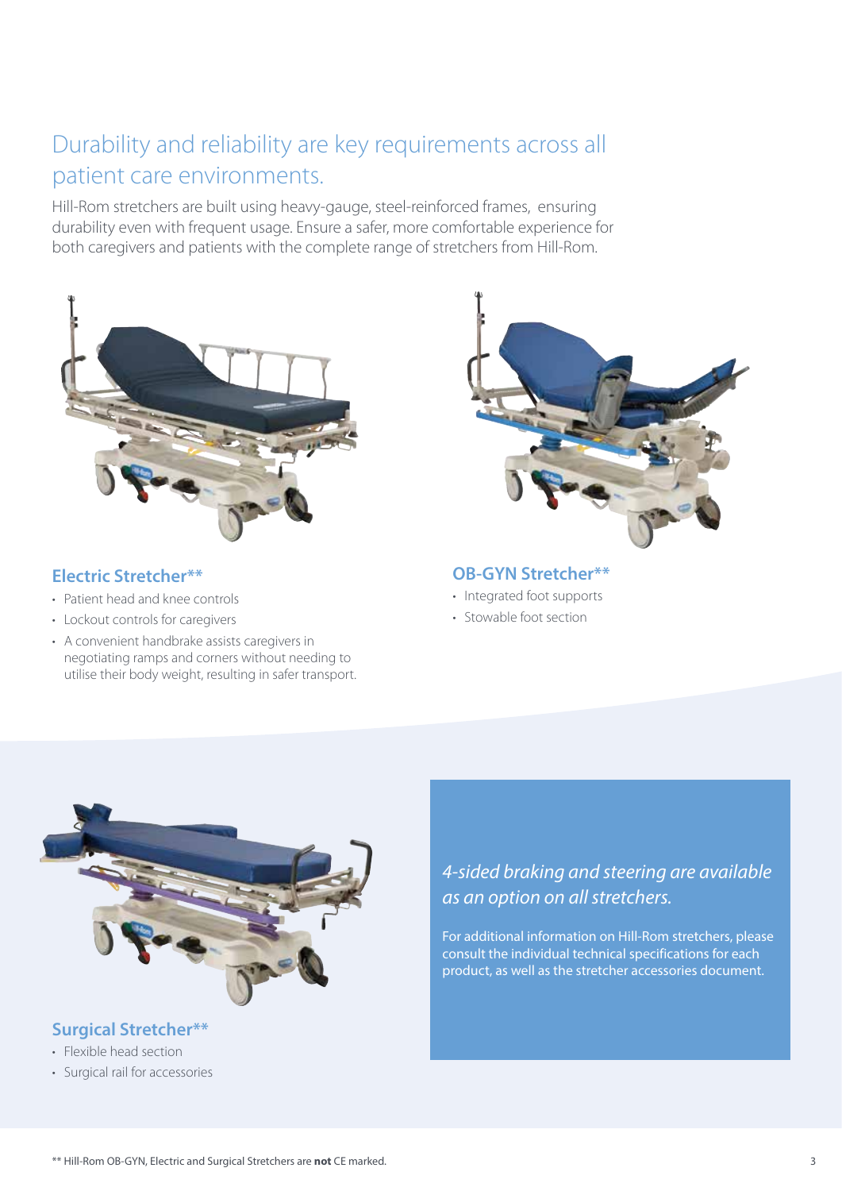# Durability and reliability are key requirements across all patient care environments.

Hill-Rom stretchers are built using heavy-gauge, steel-reinforced frames, ensuring durability even with frequent usage. Ensure a safer, more comfortable experience for both caregivers and patients with the complete range of stretchers from Hill-Rom.

## Electric Stretcher**

- Patient head and knee controls
- Lockout controls for caregivers
- A convenient handbrake assists caregivers in negotiating ramps and corners without needing to utilise their body weight, resulting in safer transport.

## OB-GYN Stretcher**

- Integrated foot supports
- Stowable foot section

## Surgical Stretcher**

- Flexible head section
- Surgical rail for accessories

*4-sided braking and steering are available as an option on all stretchers.*

For additional information on Hill-Rom stretchers, please consult the individual technical specifications for each product, as well as the stretcher accessories document.

** Hill-Rom OB-GYN, Electric and Surgical Stretchers are **not** CE marked.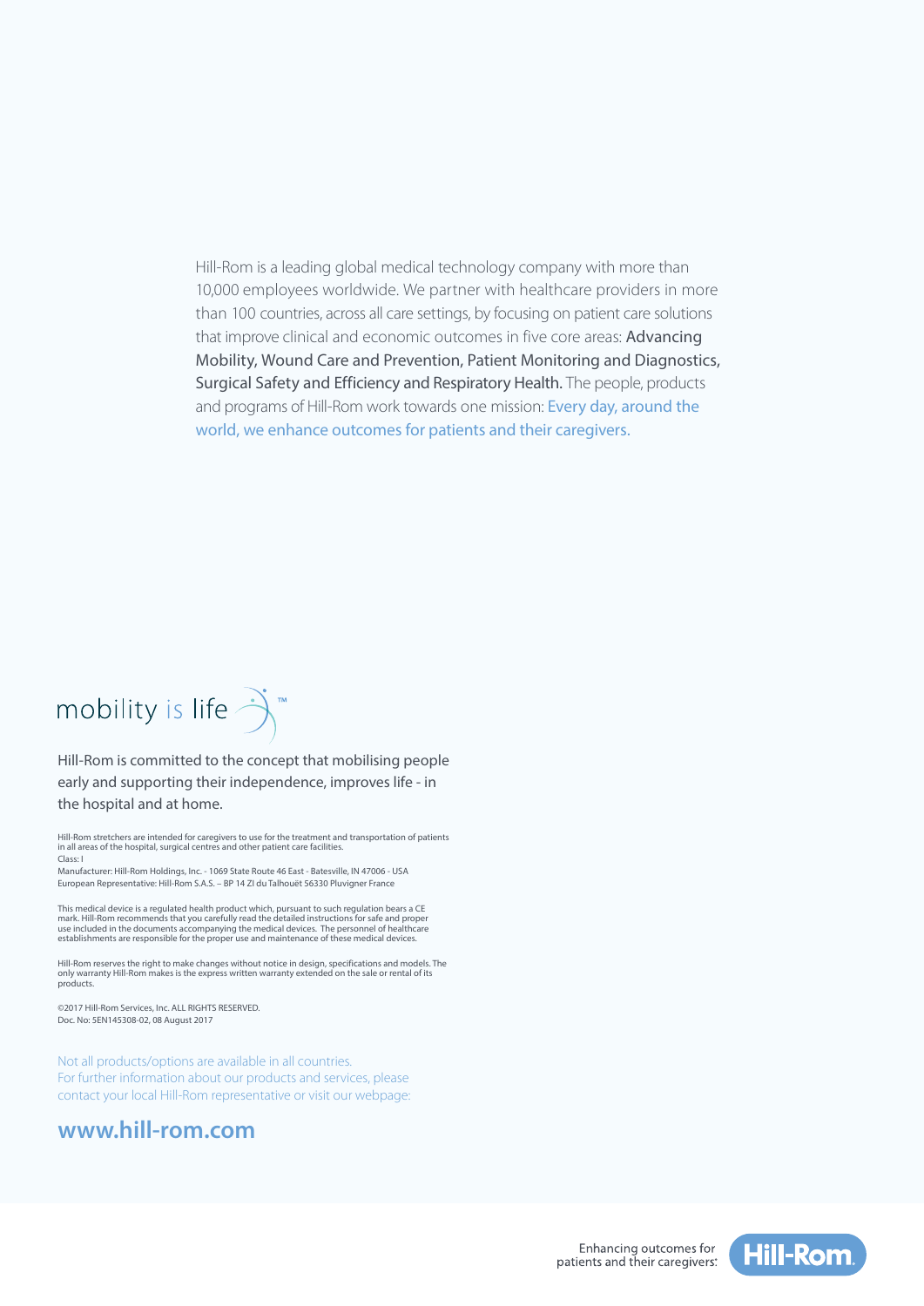Hill-Rom is a leading global medical technology company with more than 10,000 employees worldwide. We partner with healthcare providers in more than 100 countries, across all care settings, by focusing on patient care solutions that improve clinical and economic outcomes in five core areas: **Advancing Mobility, Wound Care and Prevention, Patient Monitoring and Diagnostics, Surgical Safety and Efficiency and Respiratory Health.** The people, products and programs of Hill-Rom work towards one mission: Every day, around the world, we enhance outcomes for patients and their caregivers.

mobility is life™

Hill-Rom is committed to the concept that mobilising people early and supporting their independence, improves life - in the hospital and at home.

Hill-Rom stretchers are intended for caregivers to use for the treatment and transportation of patients in all areas of the hospital, surgical centres and other patient care facilities.
Class: I
Manufacturer: Hill-Rom Holdings, Inc. - 1069 State Route 46 East - Batesville, IN 47006 - USA
European Representative: Hill-Rom S.A.S. – BP 14 ZI du Talhouët 56330 Pluvigner France

This medical device is a regulated health product which, pursuant to such regulation bears a CE mark. Hill-Rom recommends that you carefully read the detailed instructions for safe and proper use included in the documents accompanying the medical devices. The personnel of healthcare establishments are responsible for the proper use and maintenance of these medical devices.

Hill-Rom reserves the right to make changes without notice in design, specifications and models. The only warranty Hill-Rom makes is the express written warranty extended on the sale or rental of its products.

©2017 Hill-Rom Services, Inc. ALL RIGHTS RESERVED.
Doc. No: 5EN145308-02, 08 August 2017

Not all products/options are available in all countries.
For further information about our products and services, please contact your local Hill-Rom representative or visit our webpage:

**www.hill-rom.com**

Enhancing outcomes for patients and their caregivers.® Hill-Rom.